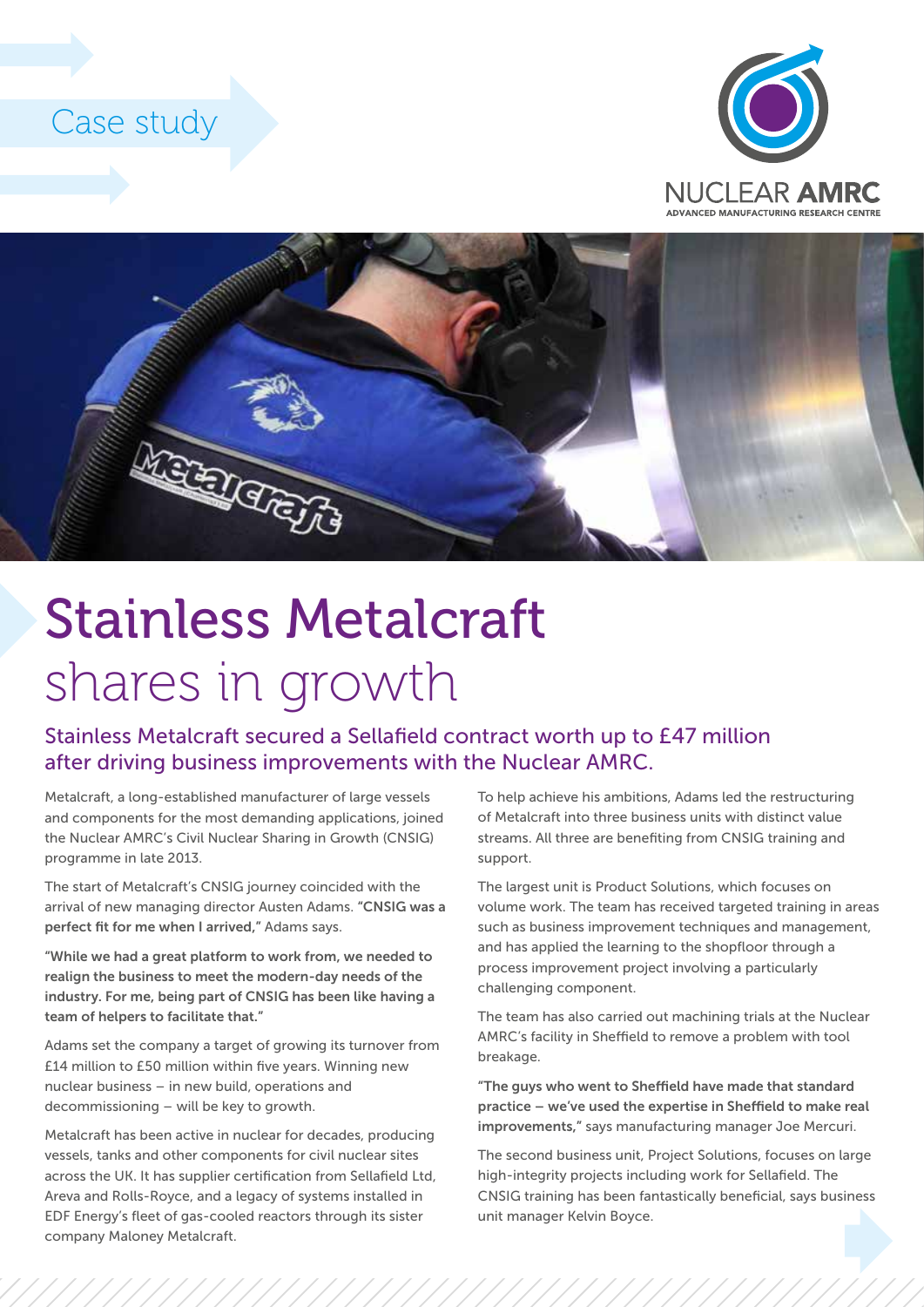Case study

# Stainless Metalcraft shares in growth

## Stainless Metalcraft secured a Sellafield contract worth up to £47 million after driving business improvements with the Nuclear AMRC.

Metalcraft, a long-established manufacturer of large vessels and components for the most demanding applications, joined the Nuclear AMRC's Civil Nuclear Sharing in Growth (CNSIG) programme in late 2013.

The start of Metalcraft's CNSIG journey coincided with the arrival of new managing director Austen Adams. **"CNSIG was a perfect fit for me when I arrived,"** Adams says.

**"While we had a great platform to work from, we needed to realign the business to meet the modern-day needs of the industry. For me, being part of CNSIG has been like having a team of helpers to facilitate that."**

Adams set the company a target of growing its turnover from £14 million to £50 million within five years. Winning new nuclear business – in new build, operations and decommissioning – will be key to growth.

Metalcraft has been active in nuclear for decades, producing vessels, tanks and other components for civil nuclear sites across the UK. It has supplier certification from Sellafield Ltd, Areva and Rolls-Royce, and a legacy of systems installed in EDF Energy's fleet of gas-cooled reactors through its sister company Maloney Metalcraft.

To help achieve his ambitions, Adams led the restructuring of Metalcraft into three business units with distinct value streams. All three are benefiting from CNSIG training and support.

The largest unit is Product Solutions, which focuses on volume work. The team has received targeted training in areas such as business improvement techniques and management, and has applied the learning to the shopfloor through a process improvement project involving a particularly challenging component.

The team has also carried out machining trials at the Nuclear AMRC's facility in Sheffield to remove a problem with tool breakage.

**"The guys who went to Sheffield have made that standard practice – we've used the expertise in Sheffield to make real improvements,"** says manufacturing manager Joe Mercuri.

The second business unit, Project Solutions, focuses on large high-integrity projects including work for Sellafield. The CNSIG training has been fantastically beneficial, says business unit manager Kelvin Boyce.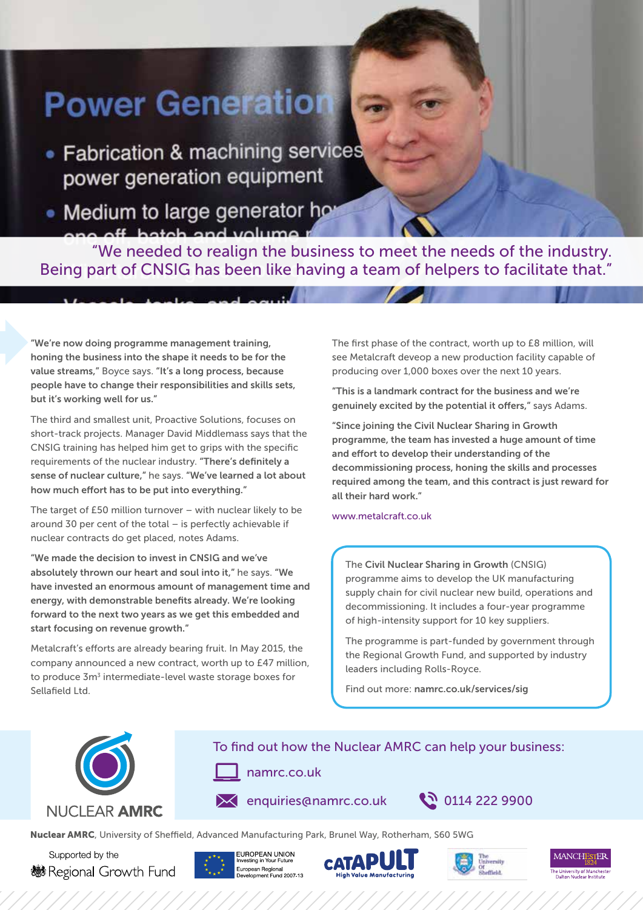"We needed to realign the business to meet the needs of the industry. Being part of CNSIG has been like having a team of helpers to facilitate that."

**"We're now doing programme management training, honing the business into the shape it needs to be for the value streams,"** Boyce says. **"It's a long process, because people have to change their responsibilities and skills sets, but it's working well for us."**

The third and smallest unit, Proactive Solutions, focuses on short-track projects. Manager David Middlemass says that the CNSIG training has helped him get to grips with the specific requirements of the nuclear industry. **"There's definitely a sense of nuclear culture,"** he says. **"We've learned a lot about how much effort has to be put into everything."**

The target of £50 million turnover – with nuclear likely to be around 30 per cent of the total – is perfectly achievable if nuclear contracts do get placed, notes Adams.

**"We made the decision to invest in CNSIG and we've absolutely thrown our heart and soul into it,"** he says. **"We have invested an enormous amount of management time and energy, with demonstrable benefits already. We're looking forward to the next two years as we get this embedded and start focusing on revenue growth."**

Metalcraft's efforts are already bearing fruit. In May 2015, the company announced a new contract, worth up to £47 million, to produce 3m$^3$ intermediate-level waste storage boxes for Sellafield Ltd.

The first phase of the contract, worth up to £8 million, will see Metalcraft deveop a new production facility capable of producing over 1,000 boxes over the next 10 years.

**"This is a landmark contract for the business and we're genuinely excited by the potential it offers,"** says Adams.

**"Since joining the Civil Nuclear Sharing in Growth programme, the team has invested a huge amount of time and effort to develop their understanding of the decommissioning process, honing the skills and processes required among the team, and this contract is just reward for all their hard work."**

www.metalcraft.co.uk

The **Civil Nuclear Sharing in Growth** (CNSIG) programme aims to develop the UK manufacturing supply chain for civil nuclear new build, operations and decommissioning. It includes a four-year programme of high-intensity support for 10 key suppliers.

The programme is part-funded by government through the Regional Growth Fund, and supported by industry leaders including Rolls-Royce.

Find out more: **namrc.co.uk/services/sig**

NUCLEAR **AMRC**

To find out how the Nuclear AMRC can help your business:

namrc.co.uk

enquiries@namrc.co.uk

0114 222 9900

**Nuclear AMRC**, University of Sheffield, Advanced Manufacturing Park, Brunel Way, Rotherham, S60 5WG

Supported by the Regional Growth Fund

EUROPEAN UNION Investing in Your Future European Regional Development Fund 2007-13

CATAPULT High Value Manufacturing

The University Of Sheffield.

MANCHESTER 1824 The University of Manchester Dalton Nuclear Institute